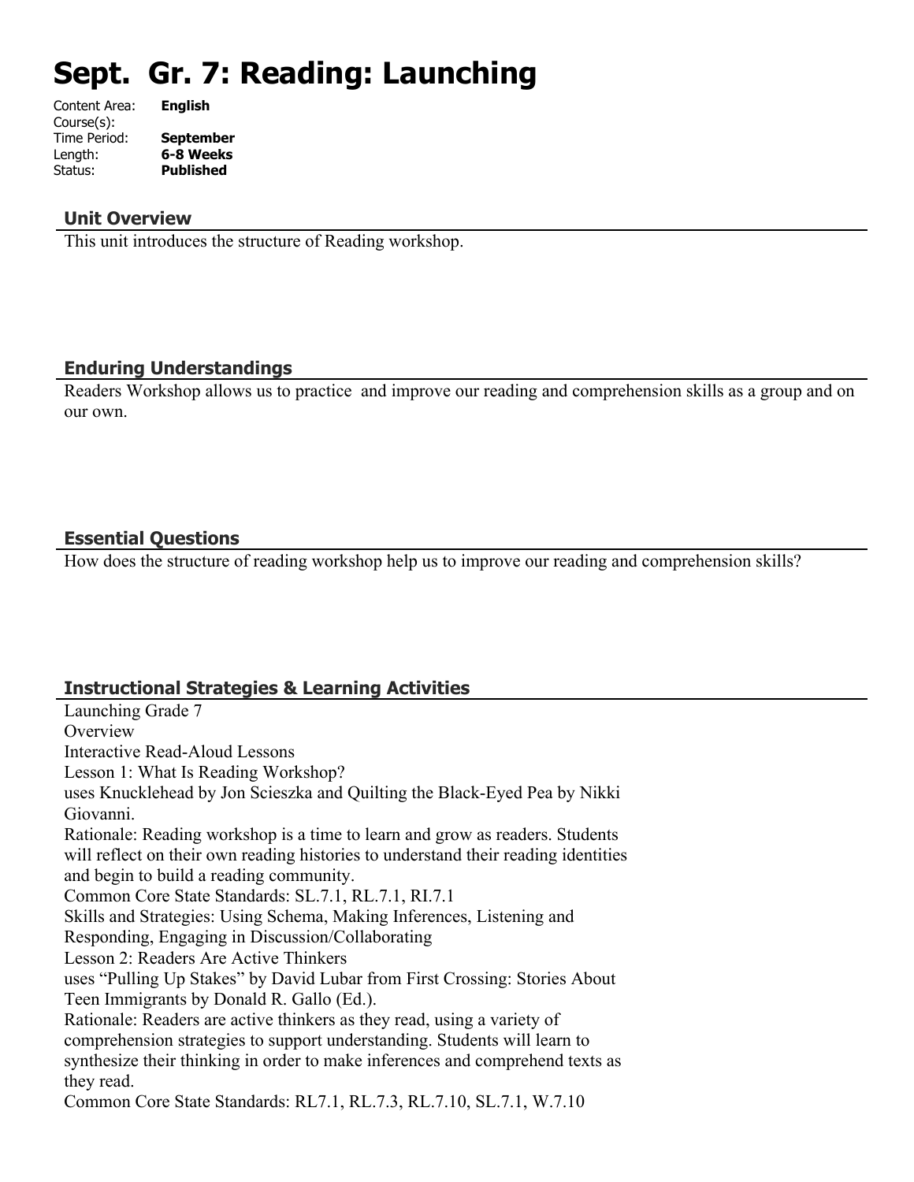# Sept. Gr. 7: Reading: Launching

Content Area: **English**
Course(s):
Time Period: **September**
Length: **6-8 Weeks**
Status: **Published**

## Unit Overview

This unit introduces the structure of Reading workshop.

## Enduring Understandings

Readers Workshop allows us to practice and improve our reading and comprehension skills as a group and on our own.

## Essential Questions

How does the structure of reading workshop help us to improve our reading and comprehension skills?

## Instructional Strategies & Learning Activities

Launching Grade 7
Overview
Interactive Read-Aloud Lessons
Lesson 1: What Is Reading Workshop?
uses Knucklehead by Jon Scieszka and Quilting the Black-Eyed Pea by Nikki Giovanni.
Rationale: Reading workshop is a time to learn and grow as readers. Students will reflect on their own reading histories to understand their reading identities and begin to build a reading community.
Common Core State Standards: SL.7.1, RL.7.1, RI.7.1
Skills and Strategies: Using Schema, Making Inferences, Listening and Responding, Engaging in Discussion/Collaborating
Lesson 2: Readers Are Active Thinkers
uses "Pulling Up Stakes" by David Lubar from First Crossing: Stories About Teen Immigrants by Donald R. Gallo (Ed.).
Rationale: Readers are active thinkers as they read, using a variety of comprehension strategies to support understanding. Students will learn to synthesize their thinking in order to make inferences and comprehend texts as they read.
Common Core State Standards: RL7.1, RL.7.3, RL.7.10, SL.7.1, W.7.10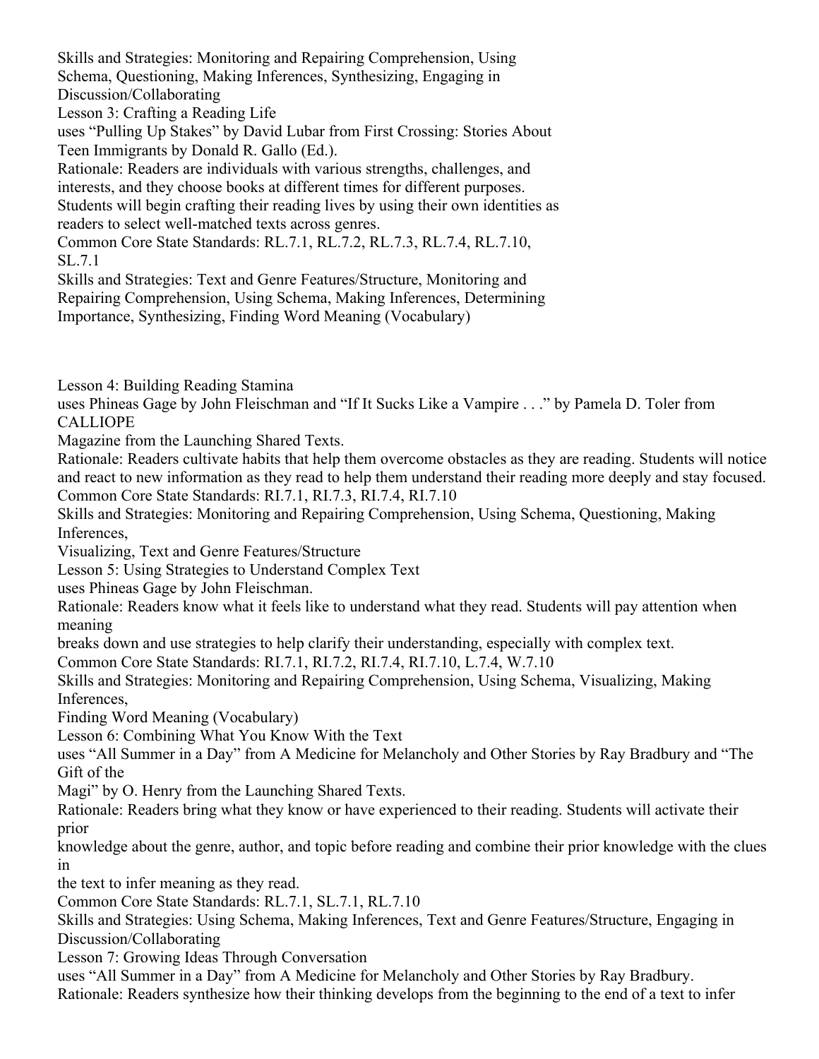Skills and Strategies: Monitoring and Repairing Comprehension, Using Schema, Questioning, Making Inferences, Synthesizing, Engaging in Discussion/Collaborating

Lesson 3: Crafting a Reading Life

uses "Pulling Up Stakes" by David Lubar from First Crossing: Stories About Teen Immigrants by Donald R. Gallo (Ed.).

Rationale: Readers are individuals with various strengths, challenges, and interests, and they choose books at different times for different purposes. Students will begin crafting their reading lives by using their own identities as readers to select well-matched texts across genres.

Common Core State Standards: RL.7.1, RL.7.2, RL.7.3, RL.7.4, RL.7.10, SL.7.1

Skills and Strategies: Text and Genre Features/Structure, Monitoring and Repairing Comprehension, Using Schema, Making Inferences, Determining Importance, Synthesizing, Finding Word Meaning (Vocabulary)

Lesson 4: Building Reading Stamina

uses Phineas Gage by John Fleischman and "If It Sucks Like a Vampire . . ." by Pamela D. Toler from CALLIOPE Magazine from the Launching Shared Texts.

Rationale: Readers cultivate habits that help them overcome obstacles as they are reading. Students will notice and react to new information as they read to help them understand their reading more deeply and stay focused.

Common Core State Standards: RI.7.1, RI.7.3, RI.7.4, RI.7.10

Skills and Strategies: Monitoring and Repairing Comprehension, Using Schema, Questioning, Making Inferences, Visualizing, Text and Genre Features/Structure

Lesson 5: Using Strategies to Understand Complex Text

uses Phineas Gage by John Fleischman.

Rationale: Readers know what it feels like to understand what they read. Students will pay attention when meaning breaks down and use strategies to help clarify their understanding, especially with complex text.

Common Core State Standards: RI.7.1, RI.7.2, RI.7.4, RI.7.10, L.7.4, W.7.10

Skills and Strategies: Monitoring and Repairing Comprehension, Using Schema, Visualizing, Making Inferences, Finding Word Meaning (Vocabulary)

Lesson 6: Combining What You Know With the Text

uses "All Summer in a Day" from A Medicine for Melancholy and Other Stories by Ray Bradbury and "The Gift of the Magi" by O. Henry from the Launching Shared Texts.

Rationale: Readers bring what they know or have experienced to their reading. Students will activate their prior knowledge about the genre, author, and topic before reading and combine their prior knowledge with the clues in the text to infer meaning as they read.

Common Core State Standards: RL.7.1, SL.7.1, RL.7.10

Skills and Strategies: Using Schema, Making Inferences, Text and Genre Features/Structure, Engaging in Discussion/Collaborating

Lesson 7: Growing Ideas Through Conversation

uses "All Summer in a Day" from A Medicine for Melancholy and Other Stories by Ray Bradbury.

Rationale: Readers synthesize how their thinking develops from the beginning to the end of a text to infer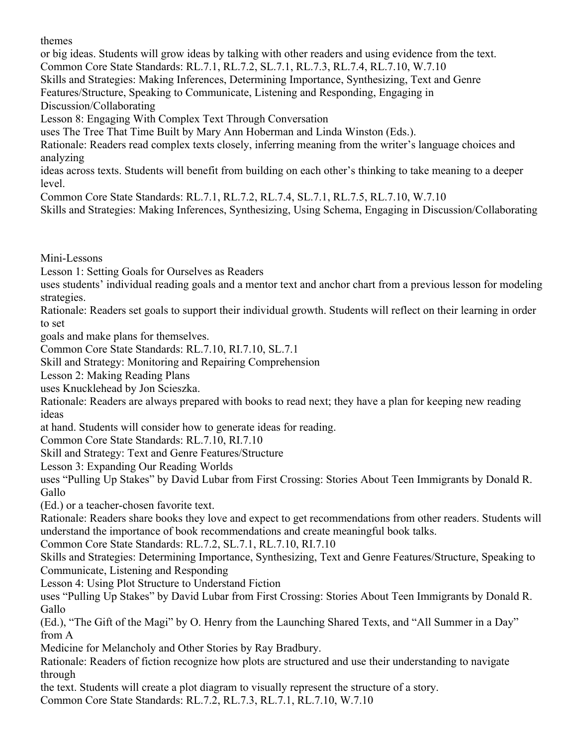themes
or big ideas. Students will grow ideas by talking with other readers and using evidence from the text.
Common Core State Standards: RL.7.1, RL.7.2, SL.7.1, RL.7.3, RL.7.4, RL.7.10, W.7.10
Skills and Strategies: Making Inferences, Determining Importance, Synthesizing, Text and Genre Features/Structure, Speaking to Communicate, Listening and Responding, Engaging in Discussion/Collaborating

Lesson 8: Engaging With Complex Text Through Conversation
uses The Tree That Time Built by Mary Ann Hoberman and Linda Winston (Eds.).
Rationale: Readers read complex texts closely, inferring meaning from the writer's language choices and analyzing ideas across texts. Students will benefit from building on each other's thinking to take meaning to a deeper level.
Common Core State Standards: RL.7.1, RL.7.2, RL.7.4, SL.7.1, RL.7.5, RL.7.10, W.7.10
Skills and Strategies: Making Inferences, Synthesizing, Using Schema, Engaging in Discussion/Collaborating

## Mini-Lessons

Lesson 1: Setting Goals for Ourselves as Readers
uses students' individual reading goals and a mentor text and anchor chart from a previous lesson for modeling strategies.
Rationale: Readers set goals to support their individual growth. Students will reflect on their learning in order to set goals and make plans for themselves.
Common Core State Standards: RL.7.10, RI.7.10, SL.7.1
Skill and Strategy: Monitoring and Repairing Comprehension

Lesson 2: Making Reading Plans
uses Knucklehead by Jon Scieszka.
Rationale: Readers are always prepared with books to read next; they have a plan for keeping new reading ideas at hand. Students will consider how to generate ideas for reading.
Common Core State Standards: RL.7.10, RI.7.10
Skill and Strategy: Text and Genre Features/Structure

Lesson 3: Expanding Our Reading Worlds
uses "Pulling Up Stakes" by David Lubar from First Crossing: Stories About Teen Immigrants by Donald R. Gallo (Ed.) or a teacher-chosen favorite text.
Rationale: Readers share books they love and expect to get recommendations from other readers. Students will understand the importance of book recommendations and create meaningful book talks.
Common Core State Standards: RL.7.2, SL.7.1, RL.7.10, RI.7.10
Skills and Strategies: Determining Importance, Synthesizing, Text and Genre Features/Structure, Speaking to Communicate, Listening and Responding

Lesson 4: Using Plot Structure to Understand Fiction
uses "Pulling Up Stakes" by David Lubar from First Crossing: Stories About Teen Immigrants by Donald R. Gallo (Ed.), "The Gift of the Magi" by O. Henry from the Launching Shared Texts, and "All Summer in a Day" from A Medicine for Melancholy and Other Stories by Ray Bradbury.
Rationale: Readers of fiction recognize how plots are structured and use their understanding to navigate through the text. Students will create a plot diagram to visually represent the structure of a story.
Common Core State Standards: RL.7.2, RL.7.3, RL.7.1, RL.7.10, W.7.10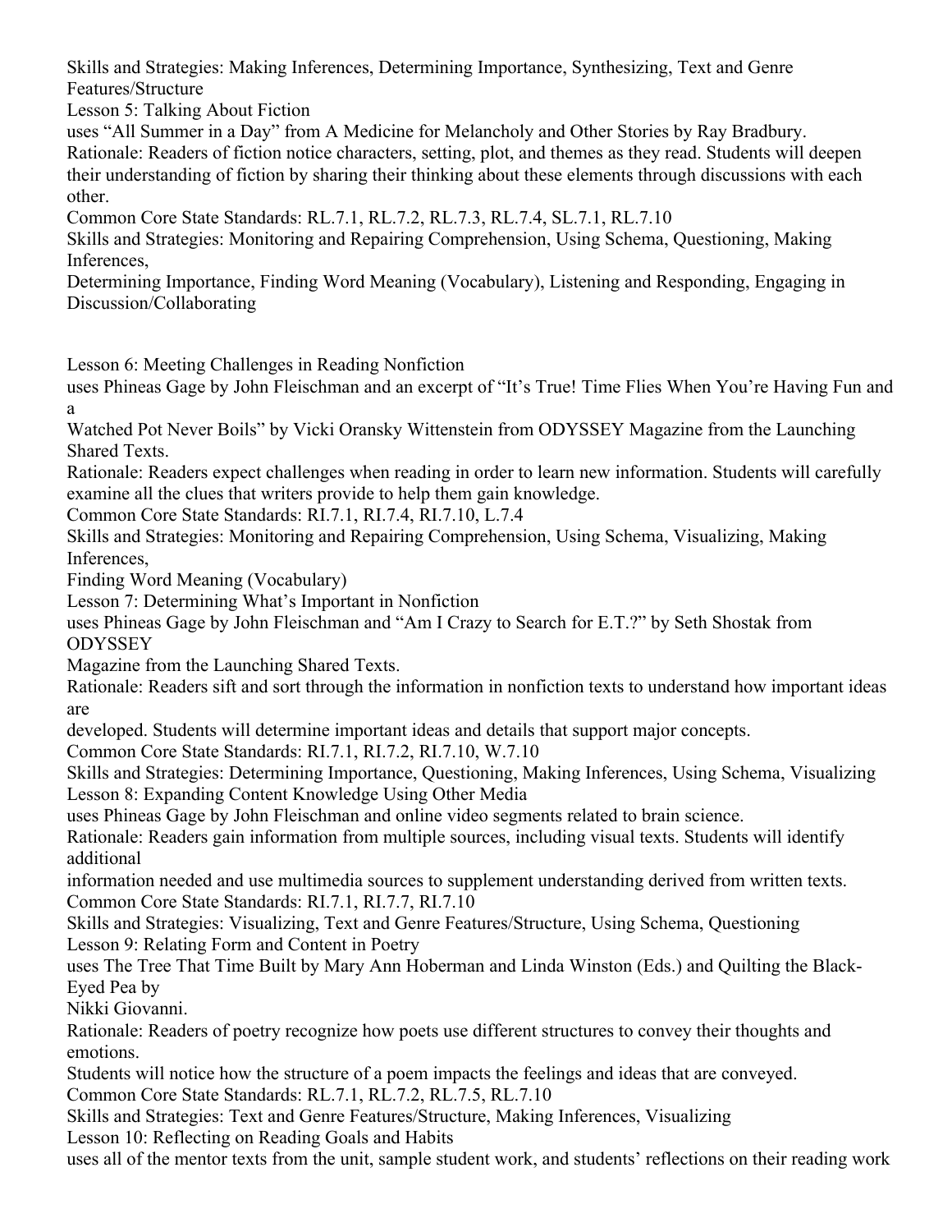Skills and Strategies: Making Inferences, Determining Importance, Synthesizing, Text and Genre Features/Structure

Lesson 5: Talking About Fiction

uses "All Summer in a Day" from A Medicine for Melancholy and Other Stories by Ray Bradbury.

Rationale: Readers of fiction notice characters, setting, plot, and themes as they read. Students will deepen their understanding of fiction by sharing their thinking about these elements through discussions with each other.

Common Core State Standards: RL.7.1, RL.7.2, RL.7.3, RL.7.4, SL.7.1, RL.7.10

Skills and Strategies: Monitoring and Repairing Comprehension, Using Schema, Questioning, Making Inferences,
Determining Importance, Finding Word Meaning (Vocabulary), Listening and Responding, Engaging in Discussion/Collaborating

Lesson 6: Meeting Challenges in Reading Nonfiction

uses Phineas Gage by John Fleischman and an excerpt of "It's True! Time Flies When You're Having Fun and a
Watched Pot Never Boils" by Vicki Oransky Wittenstein from ODYSSEY Magazine from the Launching Shared Texts.

Rationale: Readers expect challenges when reading in order to learn new information. Students will carefully examine all the clues that writers provide to help them gain knowledge.

Common Core State Standards: RI.7.1, RI.7.4, RI.7.10, L.7.4

Skills and Strategies: Monitoring and Repairing Comprehension, Using Schema, Visualizing, Making Inferences,
Finding Word Meaning (Vocabulary)

Lesson 7: Determining What's Important in Nonfiction

uses Phineas Gage by John Fleischman and "Am I Crazy to Search for E.T.?" by Seth Shostak from ODYSSEY
Magazine from the Launching Shared Texts.

Rationale: Readers sift and sort through the information in nonfiction texts to understand how important ideas are
developed. Students will determine important ideas and details that support major concepts.

Common Core State Standards: RI.7.1, RI.7.2, RI.7.10, W.7.10

Skills and Strategies: Determining Importance, Questioning, Making Inferences, Using Schema, Visualizing

Lesson 8: Expanding Content Knowledge Using Other Media

uses Phineas Gage by John Fleischman and online video segments related to brain science.

Rationale: Readers gain information from multiple sources, including visual texts. Students will identify additional
information needed and use multimedia sources to supplement understanding derived from written texts.

Common Core State Standards: RI.7.1, RI.7.7, RI.7.10

Skills and Strategies: Visualizing, Text and Genre Features/Structure, Using Schema, Questioning

Lesson 9: Relating Form and Content in Poetry

uses The Tree That Time Built by Mary Ann Hoberman and Linda Winston (Eds.) and Quilting the Black-Eyed Pea by
Nikki Giovanni.

Rationale: Readers of poetry recognize how poets use different structures to convey their thoughts and emotions.
Students will notice how the structure of a poem impacts the feelings and ideas that are conveyed.

Common Core State Standards: RL.7.1, RL.7.2, RL.7.5, RL.7.10

Skills and Strategies: Text and Genre Features/Structure, Making Inferences, Visualizing

Lesson 10: Reflecting on Reading Goals and Habits

uses all of the mentor texts from the unit, sample student work, and students' reflections on their reading work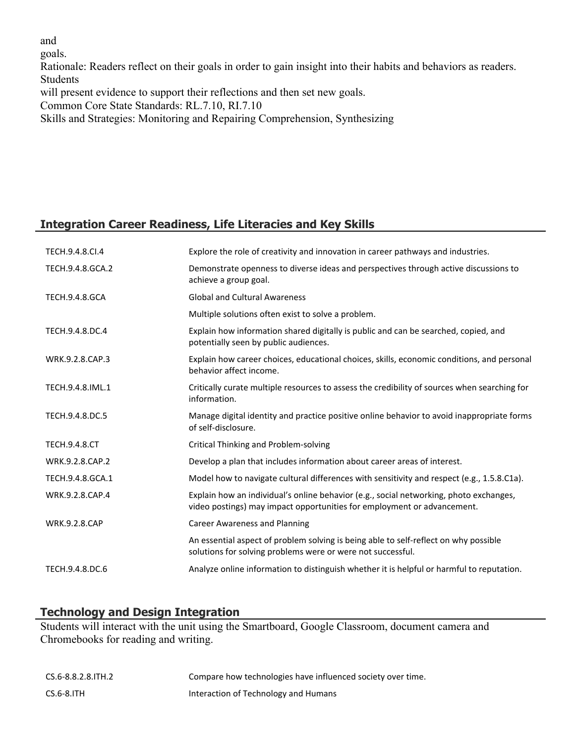and
goals.
Rationale: Readers reflect on their goals in order to gain insight into their habits and behaviors as readers. Students
will present evidence to support their reflections and then set new goals.
Common Core State Standards: RL.7.10, RI.7.10
Skills and Strategies: Monitoring and Repairing Comprehension, Synthesizing

## Integration Career Readiness, Life Literacies and Key Skills

| | |
|---|---|
| TECH.9.4.8.CI.4 | Explore the role of creativity and innovation in career pathways and industries. |
| TECH.9.4.8.GCA.2 | Demonstrate openness to diverse ideas and perspectives through active discussions to achieve a group goal. |
| TECH.9.4.8.GCA | Global and Cultural Awareness |
| | Multiple solutions often exist to solve a problem. |
| TECH.9.4.8.DC.4 | Explain how information shared digitally is public and can be searched, copied, and potentially seen by public audiences. |
| WRK.9.2.8.CAP.3 | Explain how career choices, educational choices, skills, economic conditions, and personal behavior affect income. |
| TECH.9.4.8.IML.1 | Critically curate multiple resources to assess the credibility of sources when searching for information. |
| TECH.9.4.8.DC.5 | Manage digital identity and practice positive online behavior to avoid inappropriate forms of self-disclosure. |
| TECH.9.4.8.CT | Critical Thinking and Problem-solving |
| WRK.9.2.8.CAP.2 | Develop a plan that includes information about career areas of interest. |
| TECH.9.4.8.GCA.1 | Model how to navigate cultural differences with sensitivity and respect (e.g., 1.5.8.C1a). |
| WRK.9.2.8.CAP.4 | Explain how an individual's online behavior (e.g., social networking, photo exchanges, video postings) may impact opportunities for employment or advancement. |
| WRK.9.2.8.CAP | Career Awareness and Planning |
| | An essential aspect of problem solving is being able to self-reflect on why possible solutions for solving problems were or were not successful. |
| TECH.9.4.8.DC.6 | Analyze online information to distinguish whether it is helpful or harmful to reputation. |

## Technology and Design Integration

Students will interact with the unit using the Smartboard, Google Classroom, document camera and Chromebooks for reading and writing.

| | |
|---|---|
| CS.6-8.8.2.8.ITH.2 | Compare how technologies have influenced society over time. |
| CS.6-8.ITH | Interaction of Technology and Humans |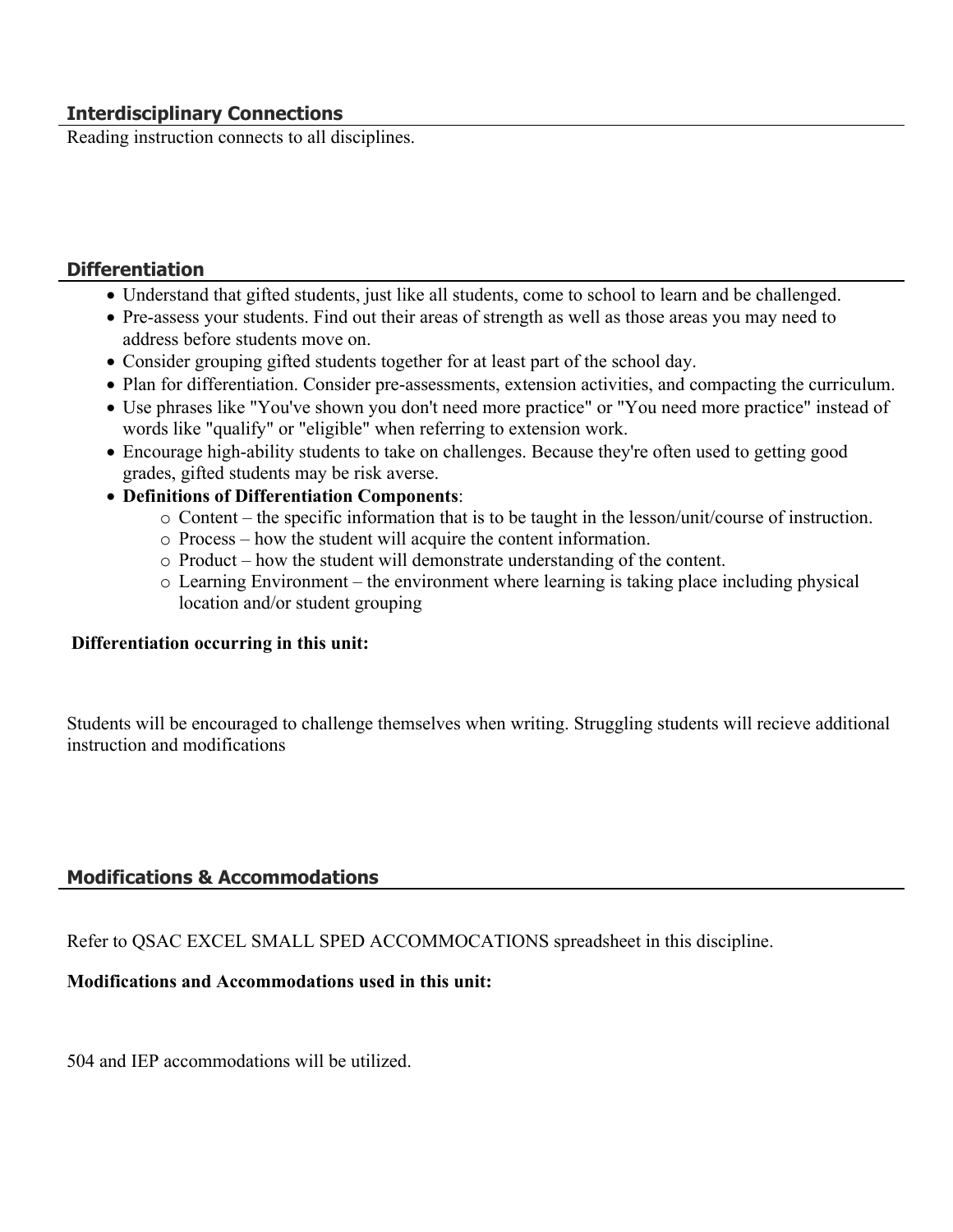## Interdisciplinary Connections

Reading instruction connects to all disciplines.

## Differentiation

- Understand that gifted students, just like all students, come to school to learn and be challenged.
- Pre-assess your students. Find out their areas of strength as well as those areas you may need to address before students move on.
- Consider grouping gifted students together for at least part of the school day.
- Plan for differentiation. Consider pre-assessments, extension activities, and compacting the curriculum.
- Use phrases like "You've shown you don't need more practice" or "You need more practice" instead of words like "qualify" or "eligible" when referring to extension work.
- Encourage high-ability students to take on challenges. Because they're often used to getting good grades, gifted students may be risk averse.
- **Definitions of Differentiation Components**:
    - Content – the specific information that is to be taught in the lesson/unit/course of instruction.
    - Process – how the student will acquire the content information.
    - Product – how the student will demonstrate understanding of the content.
    - Learning Environment – the environment where learning is taking place including physical location and/or student grouping

**Differentiation occurring in this unit:**

Students will be encouraged to challenge themselves when writing. Struggling students will recieve additional instruction and modifications

## Modifications & Accommodations

Refer to QSAC EXCEL SMALL SPED ACCOMMOCATIONS spreadsheet in this discipline.

**Modifications and Accommodations used in this unit:**

504 and IEP accommodations will be utilized.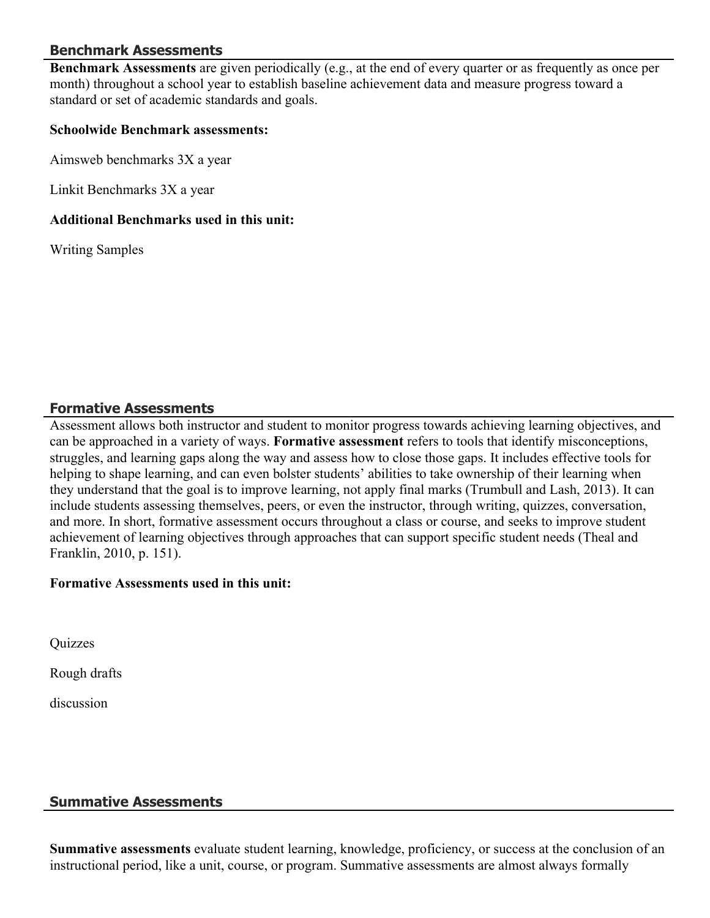## Benchmark Assessments

**Benchmark Assessments** are given periodically (e.g., at the end of every quarter or as frequently as once per month) throughout a school year to establish baseline achievement data and measure progress toward a standard or set of academic standards and goals.

**Schoolwide Benchmark assessments:**

Aimsweb benchmarks 3X a year

Linkit Benchmarks 3X a year

**Additional Benchmarks used in this unit:**

Writing Samples

## Formative Assessments

Assessment allows both instructor and student to monitor progress towards achieving learning objectives, and can be approached in a variety of ways. **Formative assessment** refers to tools that identify misconceptions, struggles, and learning gaps along the way and assess how to close those gaps. It includes effective tools for helping to shape learning, and can even bolster students' abilities to take ownership of their learning when they understand that the goal is to improve learning, not apply final marks (Trumbull and Lash, 2013). It can include students assessing themselves, peers, or even the instructor, through writing, quizzes, conversation, and more. In short, formative assessment occurs throughout a class or course, and seeks to improve student achievement of learning objectives through approaches that can support specific student needs (Theal and Franklin, 2010, p. 151).

**Formative Assessments used in this unit:**

Quizzes

Rough drafts

discussion

## Summative Assessments

**Summative assessments** evaluate student learning, knowledge, proficiency, or success at the conclusion of an instructional period, like a unit, course, or program. Summative assessments are almost always formally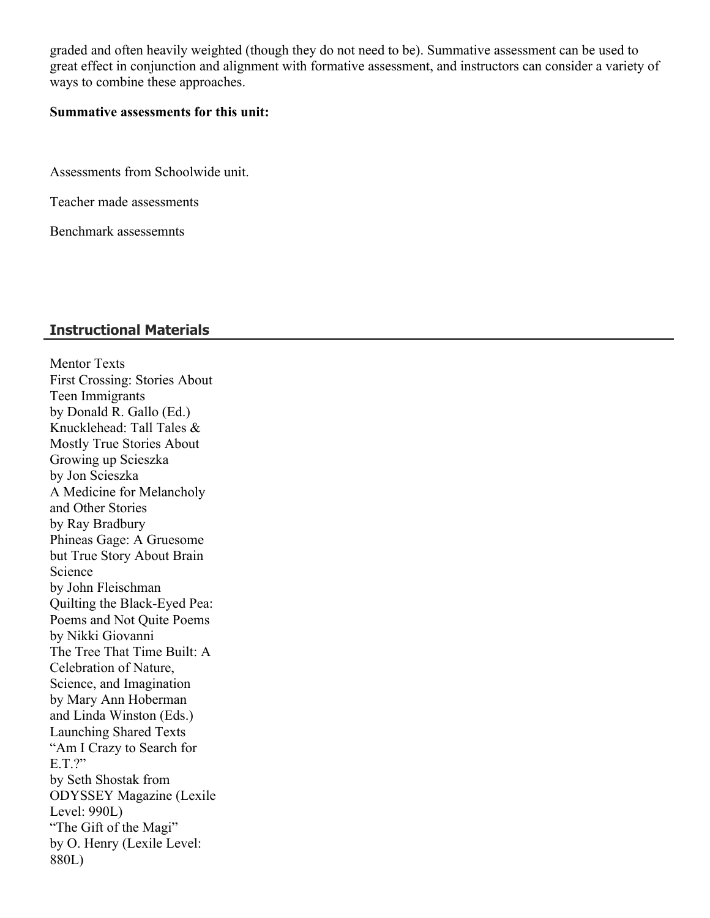graded and often heavily weighted (though they do not need to be). Summative assessment can be used to great effect in conjunction and alignment with formative assessment, and instructors can consider a variety of ways to combine these approaches.

**Summative assessments for this unit:**

Assessments from Schoolwide unit.

Teacher made assessments

Benchmark assessemnts

## Instructional Materials

Mentor Texts
First Crossing: Stories About Teen Immigrants
by Donald R. Gallo (Ed.)
Knucklehead: Tall Tales & Mostly True Stories About Growing up Scieszka
by Jon Scieszka
A Medicine for Melancholy and Other Stories
by Ray Bradbury
Phineas Gage: A Gruesome but True Story About Brain Science
by John Fleischman
Quilting the Black-Eyed Pea: Poems and Not Quite Poems
by Nikki Giovanni
The Tree That Time Built: A Celebration of Nature, Science, and Imagination
by Mary Ann Hoberman and Linda Winston (Eds.)
Launching Shared Texts
"Am I Crazy to Search for E.T.?"
by Seth Shostak from ODYSSEY Magazine (Lexile Level: 990L)
"The Gift of the Magi"
by O. Henry (Lexile Level: 880L)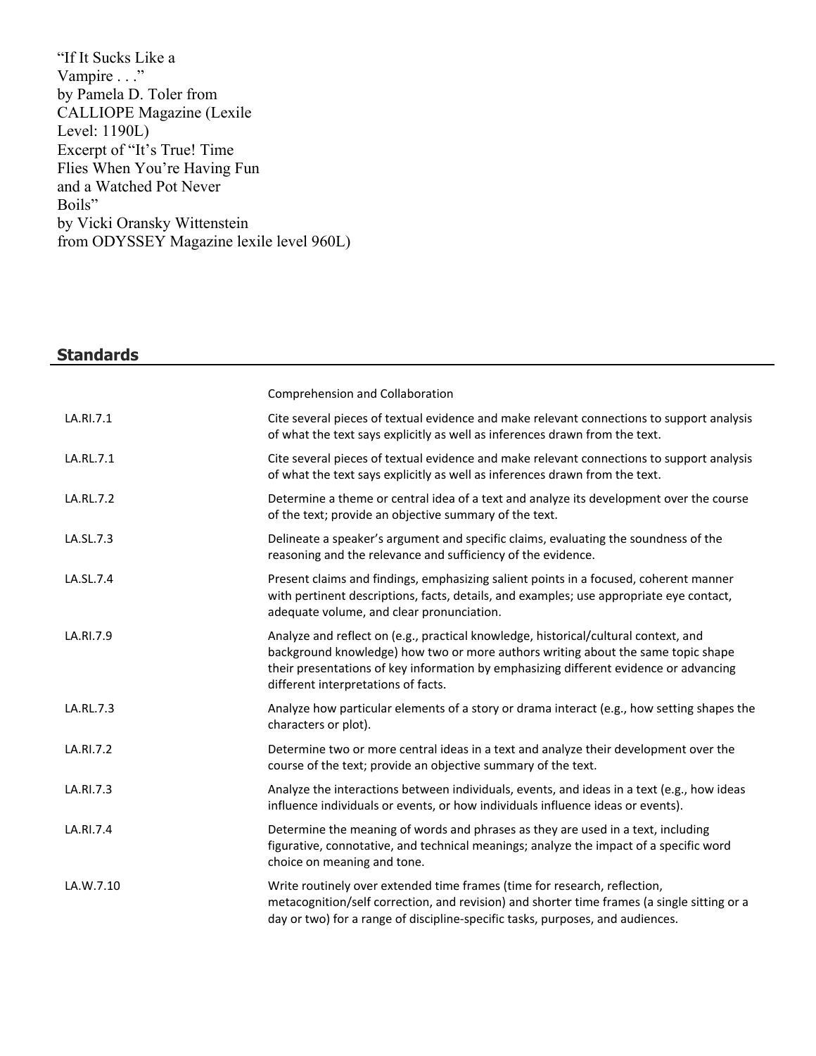"If It Sucks Like a Vampire . . ." by Pamela D. Toler from CALLIOPE Magazine (Lexile Level: 1190L)
Excerpt of "It's True! Time Flies When You're Having Fun and a Watched Pot Never Boils" by Vicki Oransky Wittenstein from ODYSSEY Magazine lexile level 960L)

## Standards

| | |
|---|---|
| | Comprehension and Collaboration |
| LA.RI.7.1 | Cite several pieces of textual evidence and make relevant connections to support analysis of what the text says explicitly as well as inferences drawn from the text. |
| LA.RL.7.1 | Cite several pieces of textual evidence and make relevant connections to support analysis of what the text says explicitly as well as inferences drawn from the text. |
| LA.RL.7.2 | Determine a theme or central idea of a text and analyze its development over the course of the text; provide an objective summary of the text. |
| LA.SL.7.3 | Delineate a speaker's argument and specific claims, evaluating the soundness of the reasoning and the relevance and sufficiency of the evidence. |
| LA.SL.7.4 | Present claims and findings, emphasizing salient points in a focused, coherent manner with pertinent descriptions, facts, details, and examples; use appropriate eye contact, adequate volume, and clear pronunciation. |
| LA.RI.7.9 | Analyze and reflect on (e.g., practical knowledge, historical/cultural context, and background knowledge) how two or more authors writing about the same topic shape their presentations of key information by emphasizing different evidence or advancing different interpretations of facts. |
| LA.RL.7.3 | Analyze how particular elements of a story or drama interact (e.g., how setting shapes the characters or plot). |
| LA.RI.7.2 | Determine two or more central ideas in a text and analyze their development over the course of the text; provide an objective summary of the text. |
| LA.RI.7.3 | Analyze the interactions between individuals, events, and ideas in a text (e.g., how ideas influence individuals or events, or how individuals influence ideas or events). |
| LA.RI.7.4 | Determine the meaning of words and phrases as they are used in a text, including figurative, connotative, and technical meanings; analyze the impact of a specific word choice on meaning and tone. |
| LA.W.7.10 | Write routinely over extended time frames (time for research, reflection, metacognition/self correction, and revision) and shorter time frames (a single sitting or a day or two) for a range of discipline-specific tasks, purposes, and audiences. |